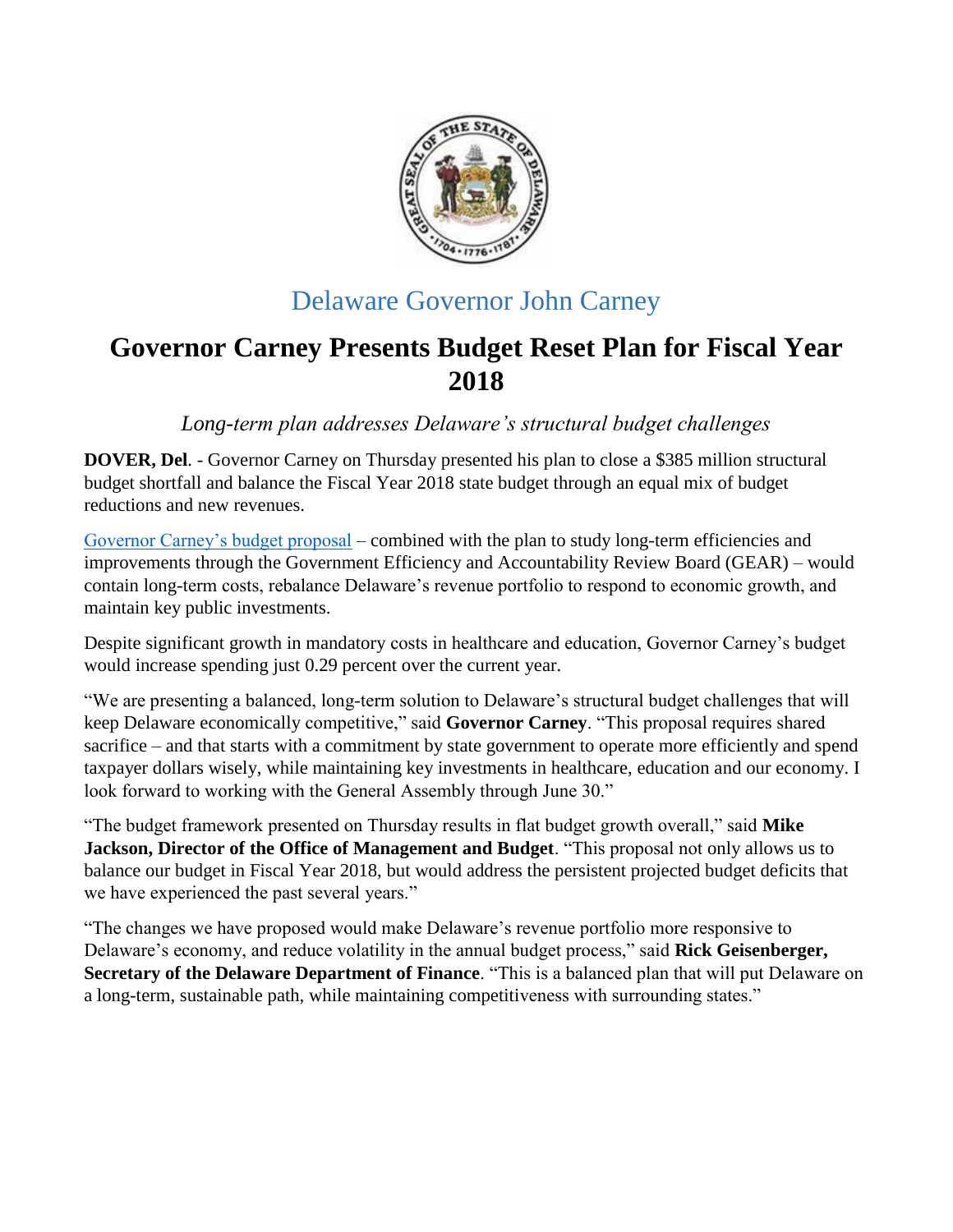Delaware Governor John Carney

# Governor Carney Presents Budget Reset Plan for Fiscal Year 2018

*Long-term plan addresses Delaware's structural budget challenges*

**DOVER, Del**. - Governor Carney on Thursday presented his plan to close a $385 million structural budget shortfall and balance the Fiscal Year 2018 state budget through an equal mix of budget reductions and new revenues.

Governor Carney's budget proposal – combined with the plan to study long-term efficiencies and improvements through the Government Efficiency and Accountability Review Board (GEAR) – would contain long-term costs, rebalance Delaware's revenue portfolio to respond to economic growth, and maintain key public investments.

Despite significant growth in mandatory costs in healthcare and education, Governor Carney's budget would increase spending just 0.29 percent over the current year.

"We are presenting a balanced, long-term solution to Delaware's structural budget challenges that will keep Delaware economically competitive," said **Governor Carney**. "This proposal requires shared sacrifice – and that starts with a commitment by state government to operate more efficiently and spend taxpayer dollars wisely, while maintaining key investments in healthcare, education and our economy. I look forward to working with the General Assembly through June 30."

"The budget framework presented on Thursday results in flat budget growth overall," said **Mike Jackson, Director of the Office of Management and Budget**. "This proposal not only allows us to balance our budget in Fiscal Year 2018, but would address the persistent projected budget deficits that we have experienced the past several years."

"The changes we have proposed would make Delaware's revenue portfolio more responsive to Delaware's economy, and reduce volatility in the annual budget process," said **Rick Geisenberger, Secretary of the Delaware Department of Finance**. "This is a balanced plan that will put Delaware on a long-term, sustainable path, while maintaining competitiveness with surrounding states."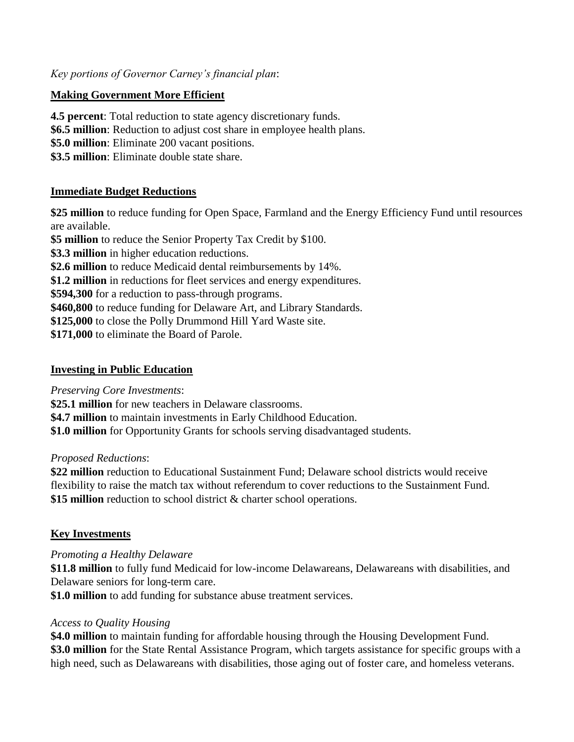*Key portions of Governor Carney's financial plan*:

**Making Government More Efficient**

**4.5 percent**: Total reduction to state agency discretionary funds.
**$6.5 million**: Reduction to adjust cost share in employee health plans.
**$5.0 million**: Eliminate 200 vacant positions.
**$3.5 million**: Eliminate double state share.

**Immediate Budget Reductions**

**$25 million** to reduce funding for Open Space, Farmland and the Energy Efficiency Fund until resources are available.
**$5 million** to reduce the Senior Property Tax Credit by $100.
**$3.3 million** in higher education reductions.
**$2.6 million** to reduce Medicaid dental reimbursements by 14%.
**$1.2 million** in reductions for fleet services and energy expenditures.
**$594,300** for a reduction to pass-through programs.
**$460,800** to reduce funding for Delaware Art, and Library Standards.
**$125,000** to close the Polly Drummond Hill Yard Waste site.
**$171,000** to eliminate the Board of Parole.

**Investing in Public Education**

*Preserving Core Investments*:
**$25.1 million** for new teachers in Delaware classrooms.
**$4.7 million** to maintain investments in Early Childhood Education.
**$1.0 million** for Opportunity Grants for schools serving disadvantaged students.

*Proposed Reductions*:
**$22 million** reduction to Educational Sustainment Fund; Delaware school districts would receive flexibility to raise the match tax without referendum to cover reductions to the Sustainment Fund.
**$15 million** reduction to school district & charter school operations.

**Key Investments**

*Promoting a Healthy Delaware*
**$11.8 million** to fully fund Medicaid for low-income Delawareans, Delawareans with disabilities, and Delaware seniors for long-term care.
**$1.0 million** to add funding for substance abuse treatment services.

*Access to Quality Housing*
**$4.0 million** to maintain funding for affordable housing through the Housing Development Fund.
**$3.0 million** for the State Rental Assistance Program, which targets assistance for specific groups with a high need, such as Delawareans with disabilities, those aging out of foster care, and homeless veterans.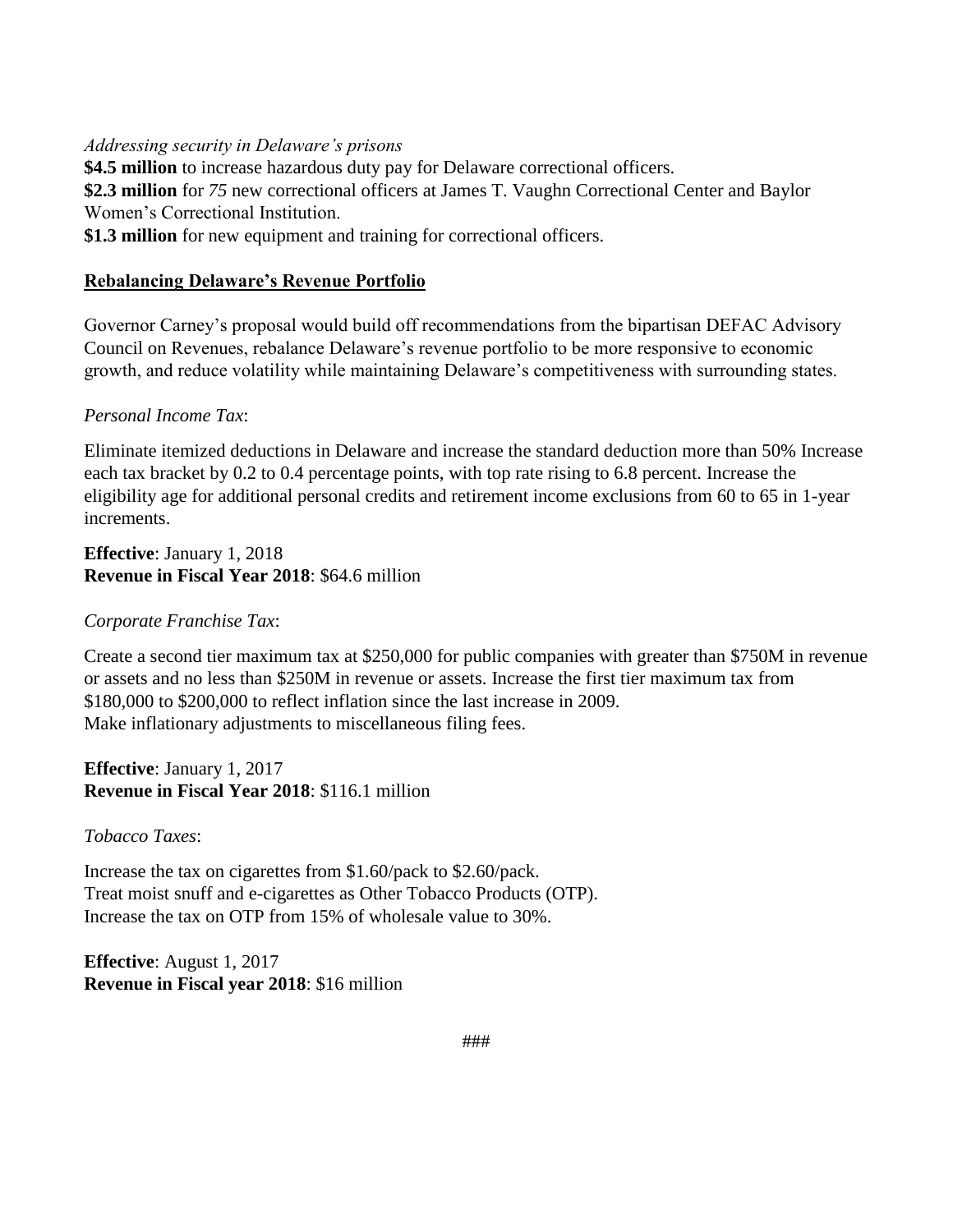*Addressing security in Delaware's prisons*

**$4.5 million** to increase hazardous duty pay for Delaware correctional officers.
**$2.3 million** for *75* new correctional officers at James T. Vaughn Correctional Center and Baylor Women's Correctional Institution.
**$1.3 million** for new equipment and training for correctional officers.

## **Rebalancing Delaware's Revenue Portfolio**

Governor Carney's proposal would build off recommendations from the bipartisan DEFAC Advisory Council on Revenues, rebalance Delaware's revenue portfolio to be more responsive to economic growth, and reduce volatility while maintaining Delaware's competitiveness with surrounding states.

*Personal Income Tax*:

Eliminate itemized deductions in Delaware and increase the standard deduction more than 50% Increase each tax bracket by 0.2 to 0.4 percentage points, with top rate rising to 6.8 percent. Increase the eligibility age for additional personal credits and retirement income exclusions from 60 to 65 in 1-year increments.

**Effective**: January 1, 2018
**Revenue in Fiscal Year 2018**: $64.6 million

*Corporate Franchise Tax*:

Create a second tier maximum tax at $250,000 for public companies with greater than $750M in revenue or assets and no less than $250M in revenue or assets. Increase the first tier maximum tax from $180,000 to $200,000 to reflect inflation since the last increase in 2009.
Make inflationary adjustments to miscellaneous filing fees.

**Effective**: January 1, 2017
**Revenue in Fiscal Year 2018**: $116.1 million

*Tobacco Taxes*:

Increase the tax on cigarettes from $1.60/pack to $2.60/pack.
Treat moist snuff and e-cigarettes as Other Tobacco Products (OTP).
Increase the tax on OTP from 15% of wholesale value to 30%.

**Effective**: August 1, 2017
**Revenue in Fiscal year 2018**: $16 million

###